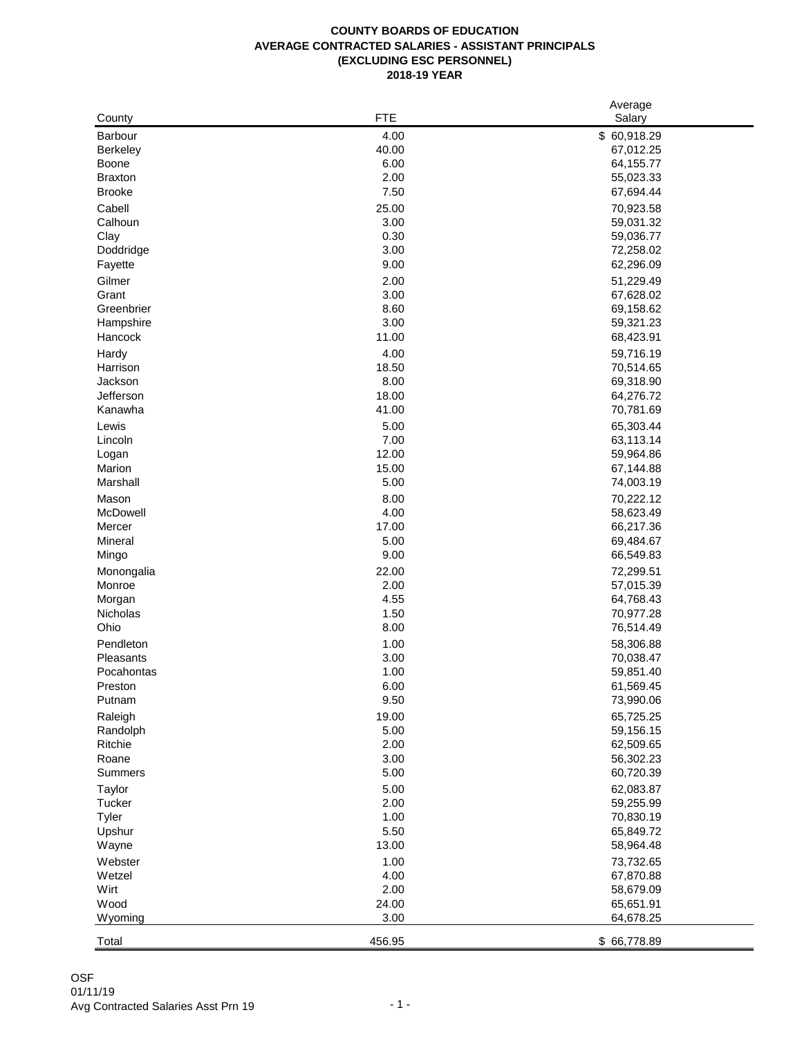**COUNTY BOARDS OF EDUCATION**
**AVERAGE CONTRACTED SALARIES - ASSISTANT PRINCIPALS**
**(EXCLUDING ESC PERSONNEL)**
**2018-19 YEAR**

| County | FTE | Average Salary |
|---|---|---|
| Barbour | 4.00 | $ 60,918.29 |
| Berkeley | 40.00 | 67,012.25 |
| Boone | 6.00 | 64,155.77 |
| Braxton | 2.00 | 55,023.33 |
| Brooke | 7.50 | 67,694.44 |
| Cabell | 25.00 | 70,923.58 |
| Calhoun | 3.00 | 59,031.32 |
| Clay | 0.30 | 59,036.77 |
| Doddridge | 3.00 | 72,258.02 |
| Fayette | 9.00 | 62,296.09 |
| Gilmer | 2.00 | 51,229.49 |
| Grant | 3.00 | 67,628.02 |
| Greenbrier | 8.60 | 69,158.62 |
| Hampshire | 3.00 | 59,321.23 |
| Hancock | 11.00 | 68,423.91 |
| Hardy | 4.00 | 59,716.19 |
| Harrison | 18.50 | 70,514.65 |
| Jackson | 8.00 | 69,318.90 |
| Jefferson | 18.00 | 64,276.72 |
| Kanawha | 41.00 | 70,781.69 |
| Lewis | 5.00 | 65,303.44 |
| Lincoln | 7.00 | 63,113.14 |
| Logan | 12.00 | 59,964.86 |
| Marion | 15.00 | 67,144.88 |
| Marshall | 5.00 | 74,003.19 |
| Mason | 8.00 | 70,222.12 |
| McDowell | 4.00 | 58,623.49 |
| Mercer | 17.00 | 66,217.36 |
| Mineral | 5.00 | 69,484.67 |
| Mingo | 9.00 | 66,549.83 |
| Monongalia | 22.00 | 72,299.51 |
| Monroe | 2.00 | 57,015.39 |
| Morgan | 4.55 | 64,768.43 |
| Nicholas | 1.50 | 70,977.28 |
| Ohio | 8.00 | 76,514.49 |
| Pendleton | 1.00 | 58,306.88 |
| Pleasants | 3.00 | 70,038.47 |
| Pocahontas | 1.00 | 59,851.40 |
| Preston | 6.00 | 61,569.45 |
| Putnam | 9.50 | 73,990.06 |
| Raleigh | 19.00 | 65,725.25 |
| Randolph | 5.00 | 59,156.15 |
| Ritchie | 2.00 | 62,509.65 |
| Roane | 3.00 | 56,302.23 |
| Summers | 5.00 | 60,720.39 |
| Taylor | 5.00 | 62,083.87 |
| Tucker | 2.00 | 59,255.99 |
| Tyler | 1.00 | 70,830.19 |
| Upshur | 5.50 | 65,849.72 |
| Wayne | 13.00 | 58,964.48 |
| Webster | 1.00 | 73,732.65 |
| Wetzel | 4.00 | 67,870.88 |
| Wirt | 2.00 | 58,679.09 |
| Wood | 24.00 | 65,651.91 |
| Wyoming | 3.00 | 64,678.25 |
| Total | 456.95 | $ 66,778.89 |

OSF
01/11/19
Avg Contracted Salaries Asst Prn 19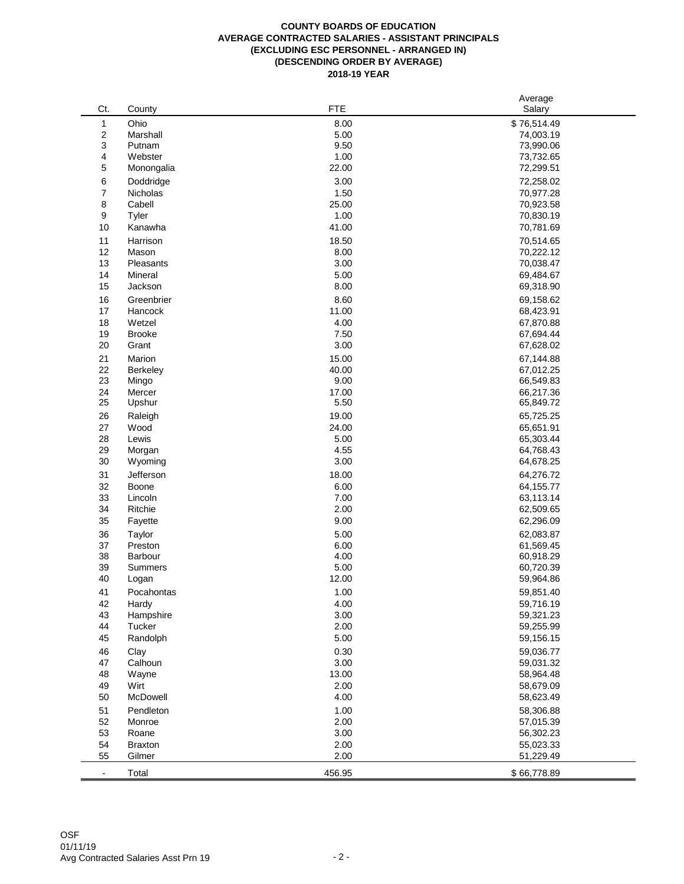**COUNTY BOARDS OF EDUCATION**
**AVERAGE CONTRACTED SALARIES - ASSISTANT PRINCIPALS**
**(EXCLUDING ESC PERSONNEL - ARRANGED IN)**
**(DESCENDING ORDER BY AVERAGE)**
**2018-19 YEAR**

| Ct. | County | FTE | Average Salary |
|---|---|---|---|
| 1 | Ohio | 8.00 | $ 76,514.49 |
| 2 | Marshall | 5.00 | 74,003.19 |
| 3 | Putnam | 9.50 | 73,990.06 |
| 4 | Webster | 1.00 | 73,732.65 |
| 5 | Monongalia | 22.00 | 72,299.51 |
| 6 | Doddridge | 3.00 | 72,258.02 |
| 7 | Nicholas | 1.50 | 70,977.28 |
| 8 | Cabell | 25.00 | 70,923.58 |
| 9 | Tyler | 1.00 | 70,830.19 |
| 10 | Kanawha | 41.00 | 70,781.69 |
| 11 | Harrison | 18.50 | 70,514.65 |
| 12 | Mason | 8.00 | 70,222.12 |
| 13 | Pleasants | 3.00 | 70,038.47 |
| 14 | Mineral | 5.00 | 69,484.67 |
| 15 | Jackson | 8.00 | 69,318.90 |
| 16 | Greenbrier | 8.60 | 69,158.62 |
| 17 | Hancock | 11.00 | 68,423.91 |
| 18 | Wetzel | 4.00 | 67,870.88 |
| 19 | Brooke | 7.50 | 67,694.44 |
| 20 | Grant | 3.00 | 67,628.02 |
| 21 | Marion | 15.00 | 67,144.88 |
| 22 | Berkeley | 40.00 | 67,012.25 |
| 23 | Mingo | 9.00 | 66,549.83 |
| 24 | Mercer | 17.00 | 66,217.36 |
| 25 | Upshur | 5.50 | 65,849.72 |
| 26 | Raleigh | 19.00 | 65,725.25 |
| 27 | Wood | 24.00 | 65,651.91 |
| 28 | Lewis | 5.00 | 65,303.44 |
| 29 | Morgan | 4.55 | 64,768.43 |
| 30 | Wyoming | 3.00 | 64,678.25 |
| 31 | Jefferson | 18.00 | 64,276.72 |
| 32 | Boone | 6.00 | 64,155.77 |
| 33 | Lincoln | 7.00 | 63,113.14 |
| 34 | Ritchie | 2.00 | 62,509.65 |
| 35 | Fayette | 9.00 | 62,296.09 |
| 36 | Taylor | 5.00 | 62,083.87 |
| 37 | Preston | 6.00 | 61,569.45 |
| 38 | Barbour | 4.00 | 60,918.29 |
| 39 | Summers | 5.00 | 60,720.39 |
| 40 | Logan | 12.00 | 59,964.86 |
| 41 | Pocahontas | 1.00 | 59,851.40 |
| 42 | Hardy | 4.00 | 59,716.19 |
| 43 | Hampshire | 3.00 | 59,321.23 |
| 44 | Tucker | 2.00 | 59,255.99 |
| 45 | Randolph | 5.00 | 59,156.15 |
| 46 | Clay | 0.30 | 59,036.77 |
| 47 | Calhoun | 3.00 | 59,031.32 |
| 48 | Wayne | 13.00 | 58,964.48 |
| 49 | Wirt | 2.00 | 58,679.09 |
| 50 | McDowell | 4.00 | 58,623.49 |
| 51 | Pendleton | 1.00 | 58,306.88 |
| 52 | Monroe | 2.00 | 57,015.39 |
| 53 | Roane | 3.00 | 56,302.23 |
| 54 | Braxton | 2.00 | 55,023.33 |
| 55 | Gilmer | 2.00 | 51,229.49 |
| - | Total | 456.95 | $ 66,778.89 |

OSF
01/11/19
Avg Contracted Salaries Asst Prn 19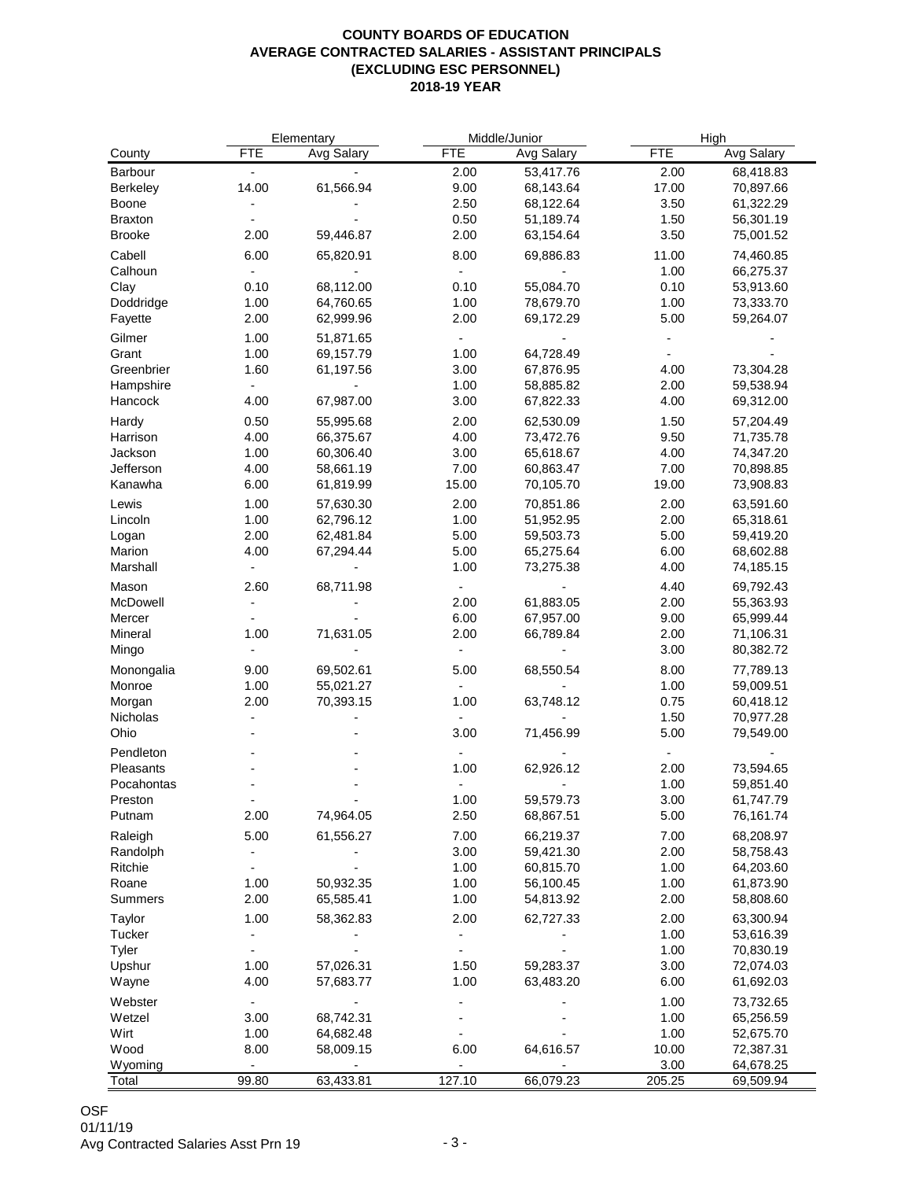# COUNTY BOARDS OF EDUCATION
# AVERAGE CONTRACTED SALARIES - ASSISTANT PRINCIPALS
# (EXCLUDING ESC PERSONNEL)
# 2018-19 YEAR

| | Elementary | | Middle/Junior | | High | |
|---|---|---|---|---|---|---|
| County | FTE | Avg Salary | FTE | Avg Salary | FTE | Avg Salary |
| Barbour | - | - | 2.00 | 53,417.76 | 2.00 | 68,418.83 |
| Berkeley | 14.00 | 61,566.94 | 9.00 | 68,143.64 | 17.00 | 70,897.66 |
| Boone | - | - | 2.50 | 68,122.64 | 3.50 | 61,322.29 |
| Braxton | - | - | 0.50 | 51,189.74 | 1.50 | 56,301.19 |
| Brooke | 2.00 | 59,446.87 | 2.00 | 63,154.64 | 3.50 | 75,001.52 |
| Cabell | 6.00 | 65,820.91 | 8.00 | 69,886.83 | 11.00 | 74,460.85 |
| Calhoun | - | - | - | - | 1.00 | 66,275.37 |
| Clay | 0.10 | 68,112.00 | 0.10 | 55,084.70 | 0.10 | 53,913.60 |
| Doddridge | 1.00 | 64,760.65 | 1.00 | 78,679.70 | 1.00 | 73,333.70 |
| Fayette | 2.00 | 62,999.96 | 2.00 | 69,172.29 | 5.00 | 59,264.07 |
| Gilmer | 1.00 | 51,871.65 | - | - | - | - |
| Grant | 1.00 | 69,157.79 | 1.00 | 64,728.49 | - | - |
| Greenbrier | 1.60 | 61,197.56 | 3.00 | 67,876.95 | 4.00 | 73,304.28 |
| Hampshire | - | - | 1.00 | 58,885.82 | 2.00 | 59,538.94 |
| Hancock | 4.00 | 67,987.00 | 3.00 | 67,822.33 | 4.00 | 69,312.00 |
| Hardy | 0.50 | 55,995.68 | 2.00 | 62,530.09 | 1.50 | 57,204.49 |
| Harrison | 4.00 | 66,375.67 | 4.00 | 73,472.76 | 9.50 | 71,735.78 |
| Jackson | 1.00 | 60,306.40 | 3.00 | 65,618.67 | 4.00 | 74,347.20 |
| Jefferson | 4.00 | 58,661.19 | 7.00 | 60,863.47 | 7.00 | 70,898.85 |
| Kanawha | 6.00 | 61,819.99 | 15.00 | 70,105.70 | 19.00 | 73,908.83 |
| Lewis | 1.00 | 57,630.30 | 2.00 | 70,851.86 | 2.00 | 63,591.60 |
| Lincoln | 1.00 | 62,796.12 | 1.00 | 51,952.95 | 2.00 | 65,318.61 |
| Logan | 2.00 | 62,481.84 | 5.00 | 59,503.73 | 5.00 | 59,419.20 |
| Marion | 4.00 | 67,294.44 | 5.00 | 65,275.64 | 6.00 | 68,602.88 |
| Marshall | - | - | 1.00 | 73,275.38 | 4.00 | 74,185.15 |
| Mason | 2.60 | 68,711.98 | - | - | 4.40 | 69,792.43 |
| McDowell | - | - | 2.00 | 61,883.05 | 2.00 | 55,363.93 |
| Mercer | - | - | 6.00 | 67,957.00 | 9.00 | 65,999.44 |
| Mineral | 1.00 | 71,631.05 | 2.00 | 66,789.84 | 2.00 | 71,106.31 |
| Mingo | - | - | - | - | 3.00 | 80,382.72 |
| Monongalia | 9.00 | 69,502.61 | 5.00 | 68,550.54 | 8.00 | 77,789.13 |
| Monroe | 1.00 | 55,021.27 | - | - | 1.00 | 59,009.51 |
| Morgan | 2.00 | 70,393.15 | 1.00 | 63,748.12 | 0.75 | 60,418.12 |
| Nicholas | - | - | - | - | 1.50 | 70,977.28 |
| Ohio | - | - | 3.00 | 71,456.99 | 5.00 | 79,549.00 |
| Pendleton | - | - | - | - | - | - |
| Pleasants | - | - | 1.00 | 62,926.12 | 2.00 | 73,594.65 |
| Pocahontas | - | - | - | - | 1.00 | 59,851.40 |
| Preston | - | - | 1.00 | 59,579.73 | 3.00 | 61,747.79 |
| Putnam | 2.00 | 74,964.05 | 2.50 | 68,867.51 | 5.00 | 76,161.74 |
| Raleigh | 5.00 | 61,556.27 | 7.00 | 66,219.37 | 7.00 | 68,208.97 |
| Randolph | - | - | 3.00 | 59,421.30 | 2.00 | 58,758.43 |
| Ritchie | - | - | 1.00 | 60,815.70 | 1.00 | 64,203.60 |
| Roane | 1.00 | 50,932.35 | 1.00 | 56,100.45 | 1.00 | 61,873.90 |
| Summers | 2.00 | 65,585.41 | 1.00 | 54,813.92 | 2.00 | 58,808.60 |
| Taylor | 1.00 | 58,362.83 | 2.00 | 62,727.33 | 2.00 | 63,300.94 |
| Tucker | - | - | - | - | 1.00 | 53,616.39 |
| Tyler | - | - | - | - | 1.00 | 70,830.19 |
| Upshur | 1.00 | 57,026.31 | 1.50 | 59,283.37 | 3.00 | 72,074.03 |
| Wayne | 4.00 | 57,683.77 | 1.00 | 63,483.20 | 6.00 | 61,692.03 |
| Webster | - | - | - | - | 1.00 | 73,732.65 |
| Wetzel | 3.00 | 68,742.31 | - | - | 1.00 | 65,256.59 |
| Wirt | 1.00 | 64,682.48 | - | - | 1.00 | 52,675.70 |
| Wood | 8.00 | 58,009.15 | 6.00 | 64,616.57 | 10.00 | 72,387.31 |
| Wyoming | - | - | - | - | 3.00 | 64,678.25 |
| Total | 99.80 | 63,433.81 | 127.10 | 66,079.23 | 205.25 | 69,509.94 |

OSF
01/11/19
Avg Contracted Salaries Asst Prn 19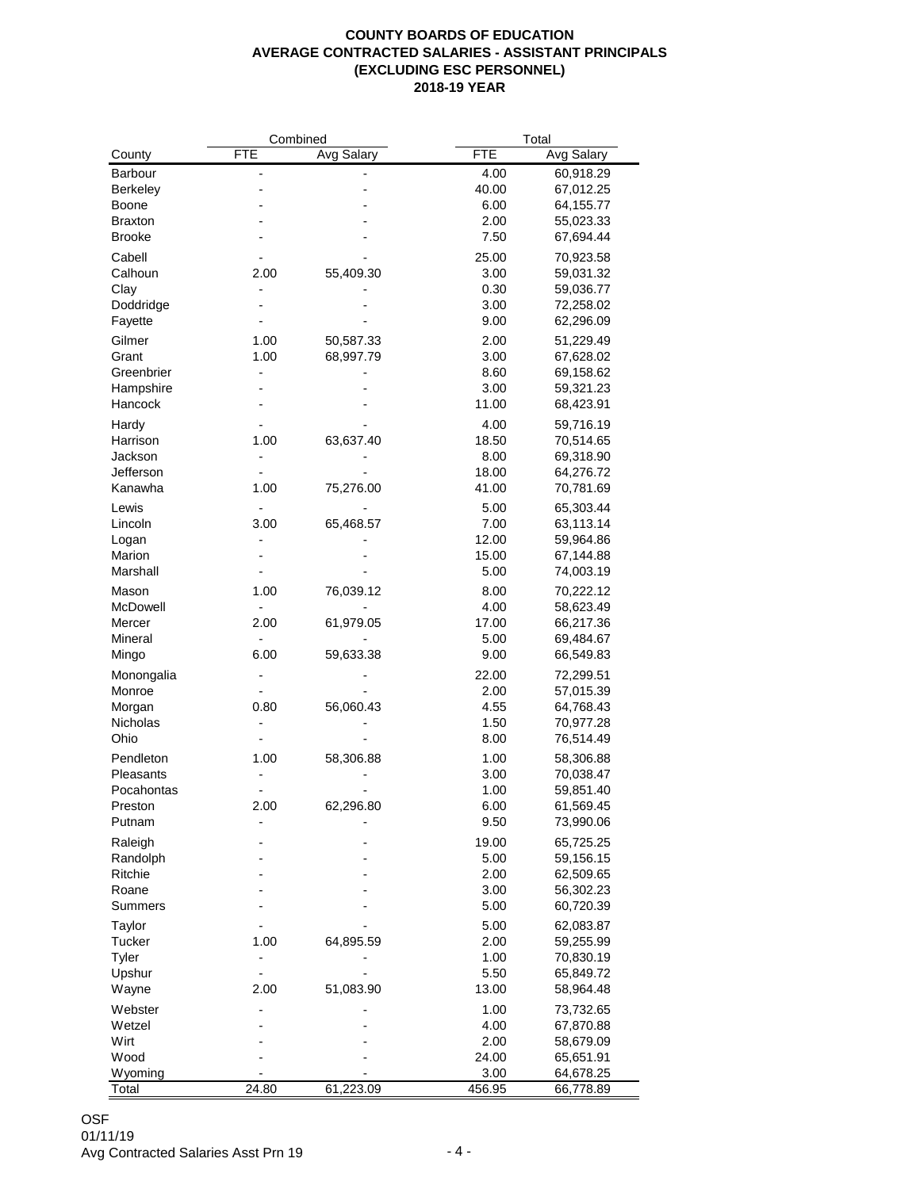**COUNTY BOARDS OF EDUCATION**
**AVERAGE CONTRACTED SALARIES - ASSISTANT PRINCIPALS**
**(EXCLUDING ESC PERSONNEL)**
**2018-19 YEAR**

| | Combined | | Total | |
|---|---|---|---|---|
| County | FTE | Avg Salary | FTE | Avg Salary |
| Barbour | - | - | 4.00 | 60,918.29 |
| Berkeley | - | - | 40.00 | 67,012.25 |
| Boone | - | - | 6.00 | 64,155.77 |
| Braxton | - | - | 2.00 | 55,023.33 |
| Brooke | - | - | 7.50 | 67,694.44 |
| Cabell | - | - | 25.00 | 70,923.58 |
| Calhoun | 2.00 | 55,409.30 | 3.00 | 59,031.32 |
| Clay | - | - | 0.30 | 59,036.77 |
| Doddridge | - | - | 3.00 | 72,258.02 |
| Fayette | - | - | 9.00 | 62,296.09 |
| Gilmer | 1.00 | 50,587.33 | 2.00 | 51,229.49 |
| Grant | 1.00 | 68,997.79 | 3.00 | 67,628.02 |
| Greenbrier | - | - | 8.60 | 69,158.62 |
| Hampshire | - | - | 3.00 | 59,321.23 |
| Hancock | - | - | 11.00 | 68,423.91 |
| Hardy | - | - | 4.00 | 59,716.19 |
| Harrison | 1.00 | 63,637.40 | 18.50 | 70,514.65 |
| Jackson | - | - | 8.00 | 69,318.90 |
| Jefferson | - | - | 18.00 | 64,276.72 |
| Kanawha | 1.00 | 75,276.00 | 41.00 | 70,781.69 |
| Lewis | - | - | 5.00 | 65,303.44 |
| Lincoln | 3.00 | 65,468.57 | 7.00 | 63,113.14 |
| Logan | - | - | 12.00 | 59,964.86 |
| Marion | - | - | 15.00 | 67,144.88 |
| Marshall | - | - | 5.00 | 74,003.19 |
| Mason | 1.00 | 76,039.12 | 8.00 | 70,222.12 |
| McDowell | - | - | 4.00 | 58,623.49 |
| Mercer | 2.00 | 61,979.05 | 17.00 | 66,217.36 |
| Mineral | - | - | 5.00 | 69,484.67 |
| Mingo | 6.00 | 59,633.38 | 9.00 | 66,549.83 |
| Monongalia | - | - | 22.00 | 72,299.51 |
| Monroe | - | - | 2.00 | 57,015.39 |
| Morgan | 0.80 | 56,060.43 | 4.55 | 64,768.43 |
| Nicholas | - | - | 1.50 | 70,977.28 |
| Ohio | - | - | 8.00 | 76,514.49 |
| Pendleton | 1.00 | 58,306.88 | 1.00 | 58,306.88 |
| Pleasants | - | - | 3.00 | 70,038.47 |
| Pocahontas | - | - | 1.00 | 59,851.40 |
| Preston | 2.00 | 62,296.80 | 6.00 | 61,569.45 |
| Putnam | - | - | 9.50 | 73,990.06 |
| Raleigh | - | - | 19.00 | 65,725.25 |
| Randolph | - | - | 5.00 | 59,156.15 |
| Ritchie | - | - | 2.00 | 62,509.65 |
| Roane | - | - | 3.00 | 56,302.23 |
| Summers | - | - | 5.00 | 60,720.39 |
| Taylor | - | - | 5.00 | 62,083.87 |
| Tucker | 1.00 | 64,895.59 | 2.00 | 59,255.99 |
| Tyler | - | - | 1.00 | 70,830.19 |
| Upshur | - | - | 5.50 | 65,849.72 |
| Wayne | 2.00 | 51,083.90 | 13.00 | 58,964.48 |
| Webster | - | - | 1.00 | 73,732.65 |
| Wetzel | - | - | 4.00 | 67,870.88 |
| Wirt | - | - | 2.00 | 58,679.09 |
| Wood | - | - | 24.00 | 65,651.91 |
| Wyoming | - | - | 3.00 | 64,678.25 |
| Total | 24.80 | 61,223.09 | 456.95 | 66,778.89 |

OSF
01/11/19
Avg Contracted Salaries Asst Prn 19